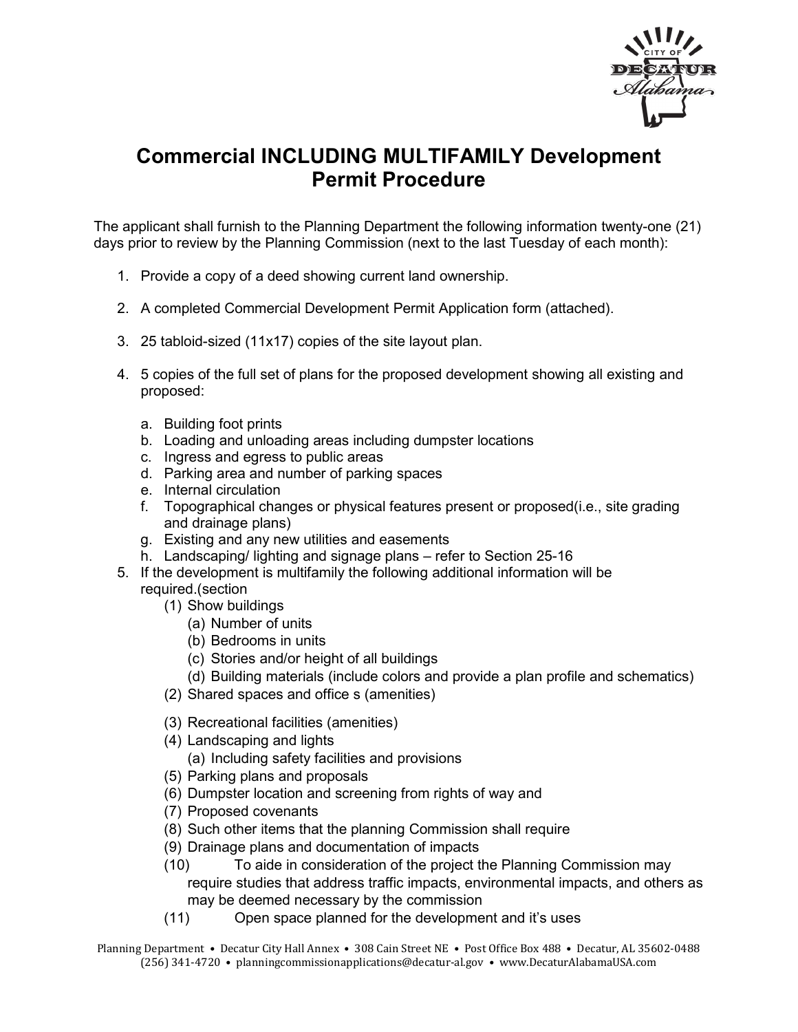# Commercial INCLUDING MULTIFAMILY Development Permit Procedure

The applicant shall furnish to the Planning Department the following information twenty-one (21) days prior to review by the Planning Commission (next to the last Tuesday of each month):

1. Provide a copy of a deed showing current land ownership.

2. A completed Commercial Development Permit Application form (attached).

3. 25 tabloid-sized (11x17) copies of the site layout plan.

4. 5 copies of the full set of plans for the proposed development showing all existing and proposed:

   a. Building foot prints
   b. Loading and unloading areas including dumpster locations
   c. Ingress and egress to public areas
   d. Parking area and number of parking spaces
   e. Internal circulation
   f. Topographical changes or physical features present or proposed(i.e., site grading and drainage plans)
   g. Existing and any new utilities and easements
   h. Landscaping/ lighting and signage plans – refer to Section 25-16

5. If the development is multifamily the following additional information will be required.(section
   - (1) Show buildings
     - (a) Number of units
     - (b) Bedrooms in units
     - (c) Stories and/or height of all buildings
     - (d) Building materials (include colors and provide a plan profile and schematics)
   - (2) Shared spaces and office s (amenities)
   - (3) Recreational facilities (amenities)
   - (4) Landscaping and lights
     - (a) Including safety facilities and provisions
   - (5) Parking plans and proposals
   - (6) Dumpster location and screening from rights of way and
   - (7) Proposed covenants
   - (8) Such other items that the planning Commission shall require
   - (9) Drainage plans and documentation of impacts
   - (10) To aide in consideration of the project the Planning Commission may require studies that address traffic impacts, environmental impacts, and others as may be deemed necessary by the commission
   - (11) Open space planned for the development and it's uses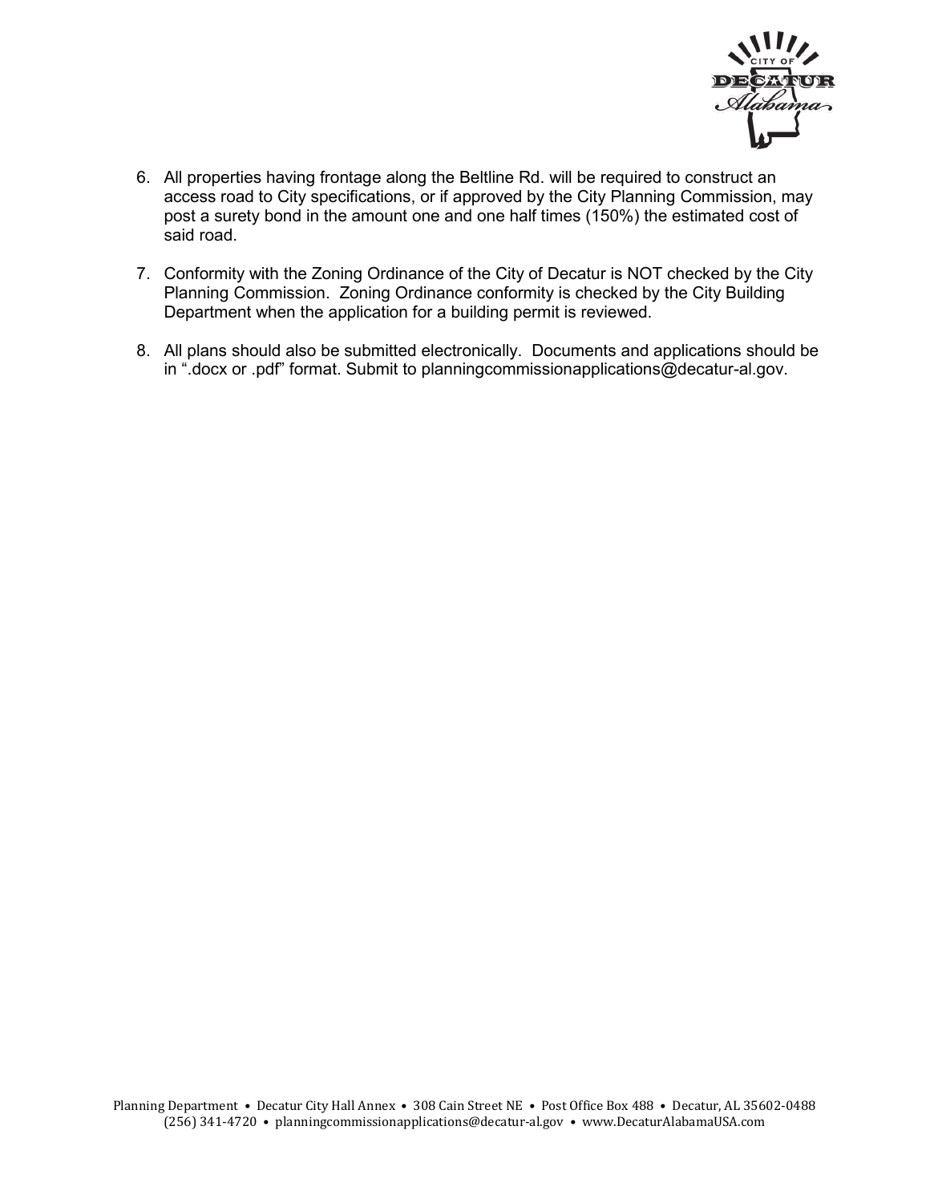6. All properties having frontage along the Beltline Rd. will be required to construct an access road to City specifications, or if approved by the City Planning Commission, may post a surety bond in the amount one and one half times (150%) the estimated cost of said road.

7. Conformity with the Zoning Ordinance of the City of Decatur is NOT checked by the City Planning Commission. Zoning Ordinance conformity is checked by the City Building Department when the application for a building permit is reviewed.

8. All plans should also be submitted electronically. Documents and applications should be in ".docx or .pdf" format. Submit to planningcommissionapplications@decatur-al.gov.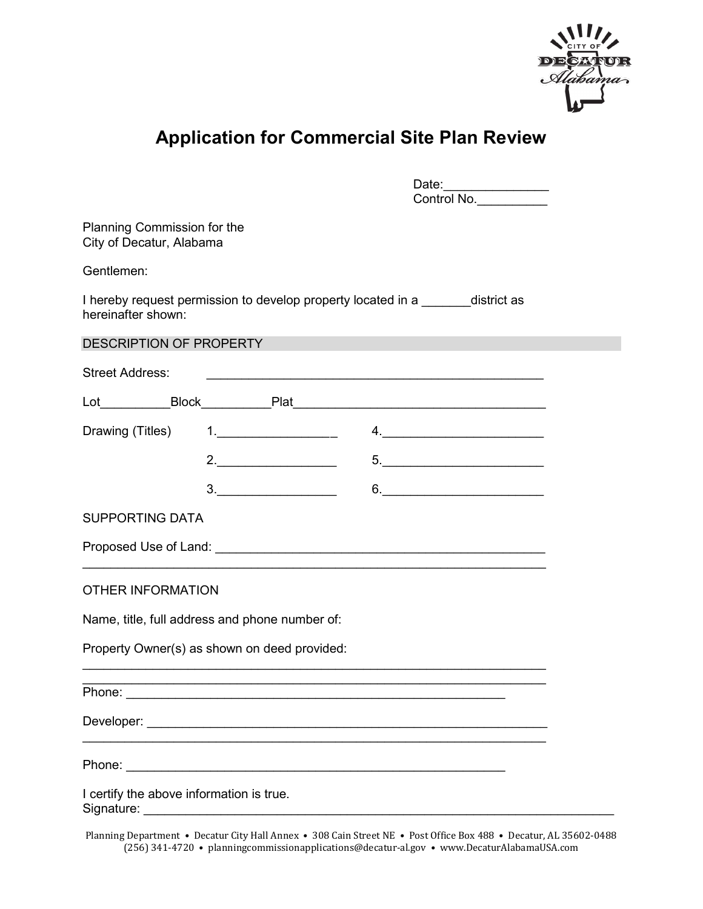# Application for Commercial Site Plan Review

Date:_______________
Control No.__________

Planning Commission for the
City of Decatur, Alabama

Gentlemen:

I hereby request permission to develop property located in a _______district as hereinafter shown:

## DESCRIPTION OF PROPERTY

Street Address: __________________________________________________

Lot__________Block__________Plat_____________________________________

Drawing (Titles) 1._________________ 4.________________________

2._________________ 5.________________________

3._________________ 6.________________________

## SUPPORTING DATA

Proposed Use of Land: ______________________________________________
______________________________________________________________________

## OTHER INFORMATION

Name, title, full address and phone number of:

Property Owner(s) as shown on deed provided:
______________________________________________________________________
______________________________________________________________________
Phone: _________________________________________________________

Developer: _______________________________________________________
______________________________________________________________________

Phone: _________________________________________________________

I certify the above information is true.
Signature: _______________________________________________________________

Planning Department • Decatur City Hall Annex • 308 Cain Street NE • Post Office Box 488 • Decatur, AL 35602-0488
(256) 341-4720 • planningcommissionapplications@decatur-al.gov • www.DecaturAlabamaUSA.com